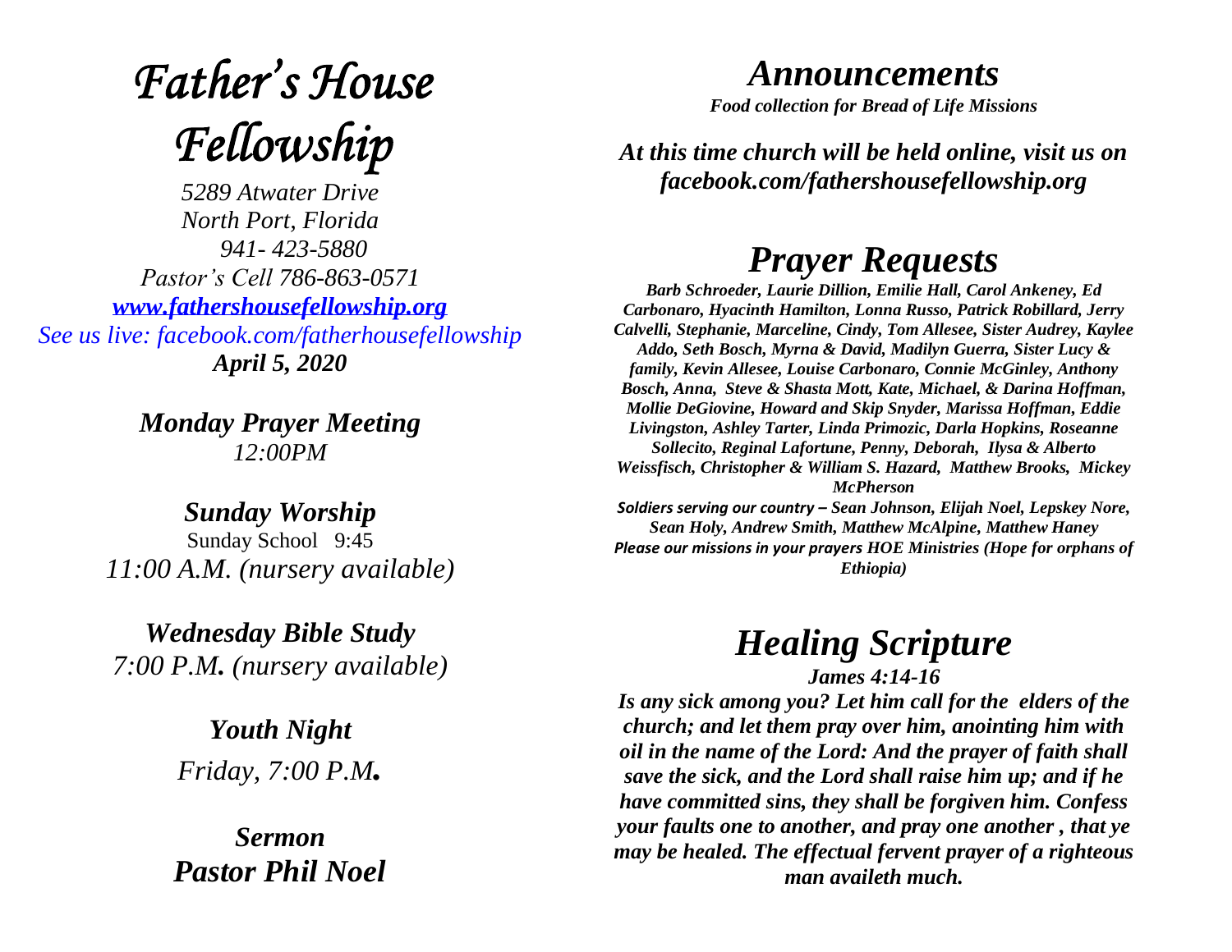# *Father's House Fellowship*

*5289 Atwater Drive*
*North Port, Florida*
*941- 423-5880*
*Pastor's Cell 786-863-0571*
*[www.fathershousefellowship.org](http://www.fathershousefellowship.org)*
*See us live: facebook.com/fatherhousefellowship*
***April 5, 2020***

***Monday Prayer Meeting***
*12:00PM*

***Sunday Worship***
Sunday School 9:45
*11:00 A.M. (nursery available)*

***Wednesday Bible Study***
*7:00 P.M. (nursery available)*

***Youth Night***
*Friday, 7:00 P.M.*

***Sermon***
***Pastor Phil Noel***

# *Announcements*

***Food collection for Bread of Life Missions***

***At this time church will be held online, visit us on facebook.com/fathershousefellowship.org***

# *Prayer Requests*

***Barb Schroeder, Laurie Dillion, Emilie Hall, Carol Ankeney, Ed Carbonaro, Hyacinth Hamilton, Lonna Russo, Patrick Robillard, Jerry Calvelli, Stephanie, Marceline, Cindy, Tom Allesee, Sister Audrey, Kaylee Addo, Seth Bosch, Myrna & David, Madilyn Guerra, Sister Lucy & family, Kevin Allesee, Louise Carbonaro, Connie McGinley, Anthony Bosch, Anna, Steve & Shasta Mott, Kate, Michael, & Darina Hoffman, Mollie DeGiovine, Howard and Skip Snyder, Marissa Hoffman, Eddie Livingston, Ashley Tarter, Linda Primozic, Darla Hopkins, Roseanne Sollecito, Reginal Lafortune, Penny, Deborah, Ilysa & Alberto Weissfisch, Christopher & William S. Hazard, Matthew Brooks, Mickey McPherson***

***Soldiers serving our country – Sean Johnson, Elijah Noel, Lepskey Nore, Sean Holy, Andrew Smith, Matthew McAlpine, Matthew Haney***

***Please our missions in your prayers HOE Ministries (Hope for orphans of Ethiopia)***

# *Healing Scripture*

***James 4:14-16***

***Is any sick among you? Let him call for the elders of the church; and let them pray over him, anointing him with oil in the name of the Lord: And the prayer of faith shall save the sick, and the Lord shall raise him up; and if he have committed sins, they shall be forgiven him. Confess your faults one to another, and pray one another , that ye may be healed. The effectual fervent prayer of a righteous man availeth much.***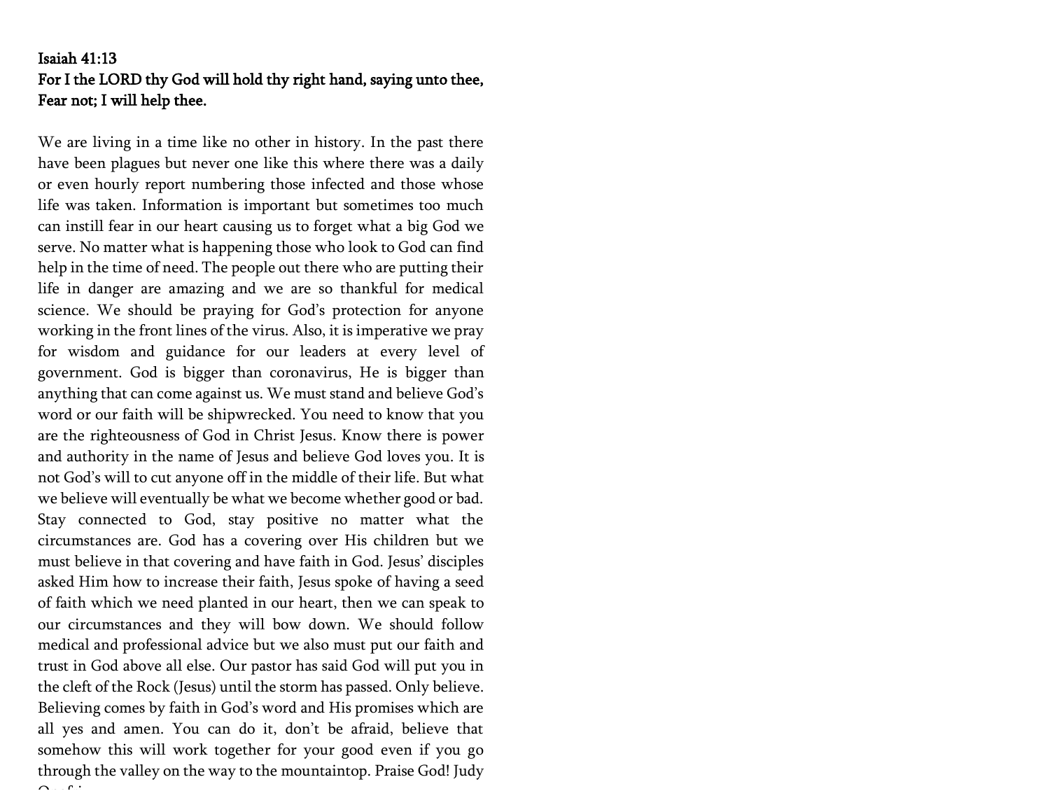**Isaiah 41:13**
**For I the LORD thy God will hold thy right hand, saying unto thee, Fear not; I will help thee.**

We are living in a time like no other in history. In the past there have been plagues but never one like this where there was a daily or even hourly report numbering those infected and those whose life was taken. Information is important but sometimes too much can instill fear in our heart causing us to forget what a big God we serve. No matter what is happening those who look to God can find help in the time of need. The people out there who are putting their life in danger are amazing and we are so thankful for medical science. We should be praying for God's protection for anyone working in the front lines of the virus. Also, it is imperative we pray for wisdom and guidance for our leaders at every level of government. God is bigger than coronavirus, He is bigger than anything that can come against us. We must stand and believe God's word or our faith will be shipwrecked. You need to know that you are the righteousness of God in Christ Jesus. Know there is power and authority in the name of Jesus and believe God loves you. It is not God's will to cut anyone off in the middle of their life. But what we believe will eventually be what we become whether good or bad. Stay connected to God, stay positive no matter what the circumstances are. God has a covering over His children but we must believe in that covering and have faith in God. Jesus' disciples asked Him how to increase their faith, Jesus spoke of having a seed of faith which we need planted in our heart, then we can speak to our circumstances and they will bow down. We should follow medical and professional advice but we also must put our faith and trust in God above all else. Our pastor has said God will put you in the cleft of the Rock (Jesus) until the storm has passed. Only believe. Believing comes by faith in God's word and His promises which are all yes and amen. You can do it, don't be afraid, believe that somehow this will work together for your good even if you go through the valley on the way to the mountaintop. Praise God! Judy